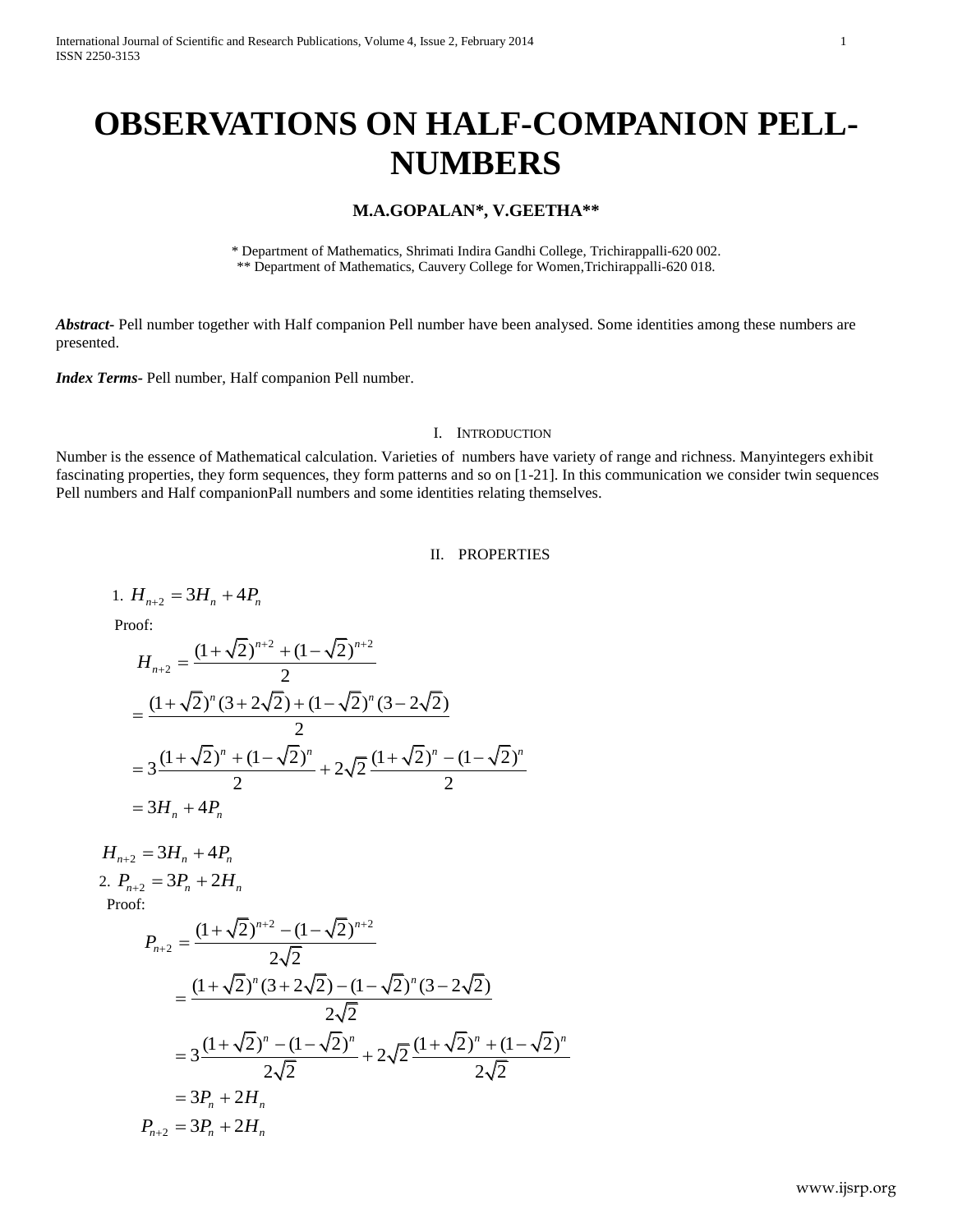# OBSERVATIONS ON HALF-COMPANION PELL-NUMBERS

**M.A.GOPALAN*, V.GEETHA****

\* Department of Mathematics, Shrimati Indira Gandhi College, Trichirappalli-620 002.
\*\* Department of Mathematics, Cauvery College for Women,Trichirappalli-620 018.

***Abstract-*** Pell number together with Half companion Pell number have been analysed. Some identities among these numbers are presented.

***Index Terms-*** Pell number, Half companion Pell number.

## I. Introduction

Number is the essence of Mathematical calculation. Varieties of numbers have variety of range and richness. Manyintegers exhibit fascinating properties, they form sequences, they form patterns and so on [1-21]. In this communication we consider twin sequences Pell numbers and Half companionPall numbers and some identities relating themselves.

## II. PROPERTIES

1. $H_{n+2} = 3H_n + 4P_n$

Proof:

$$H_{n+2} = \frac{(1+\sqrt{2})^{n+2} + (1-\sqrt{2})^{n+2}}{2}$$

$$= \frac{(1+\sqrt{2})^n(3+2\sqrt{2}) + (1-\sqrt{2})^n(3-2\sqrt{2})}{2}$$

$$= 3\frac{(1+\sqrt{2})^n + (1-\sqrt{2})^n}{2} + 2\sqrt{2}\,\frac{(1+\sqrt{2})^n - (1-\sqrt{2})^n}{2}$$

$$= 3H_n + 4P_n$$

$$H_{n+2} = 3H_n + 4P_n$$

2. $P_{n+2} = 3P_n + 2H_n$

Proof:

$$P_{n+2} = \frac{(1+\sqrt{2})^{n+2} - (1-\sqrt{2})^{n+2}}{2\sqrt{2}}$$

$$= \frac{(1+\sqrt{2})^n(3+2\sqrt{2}) - (1-\sqrt{2})^n(3-2\sqrt{2})}{2\sqrt{2}}$$

$$= 3\frac{(1+\sqrt{2})^n - (1-\sqrt{2})^n}{2\sqrt{2}} + 2\sqrt{2}\,\frac{(1+\sqrt{2})^n + (1-\sqrt{2})^n}{2\sqrt{2}}$$

$$= 3P_n + 2H_n$$

$$P_{n+2} = 3P_n + 2H_n$$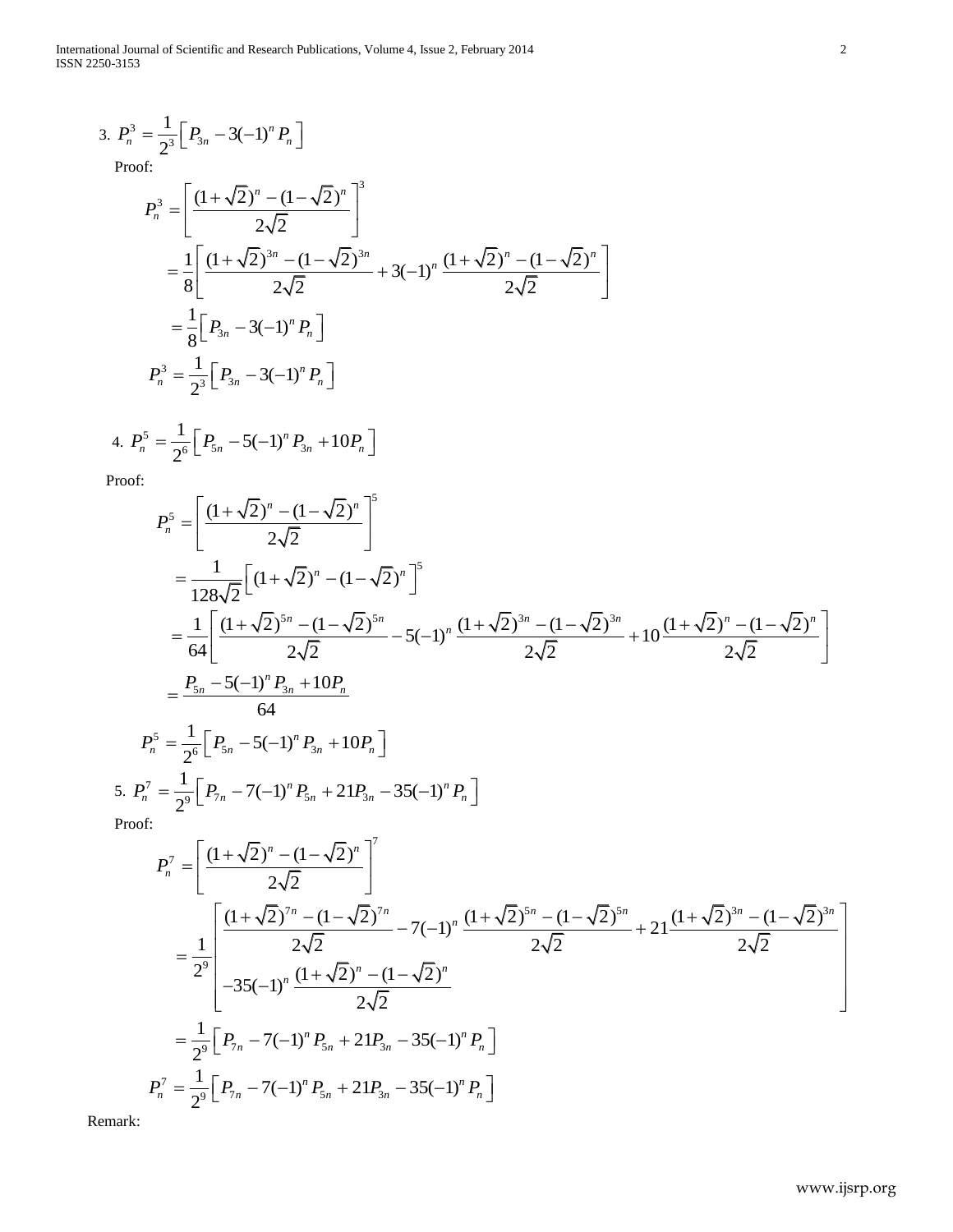3. $P_n^3 = \frac{1}{2^3}\left[ P_{3n} - 3(-1)^n P_n \right]$

Proof:

$$P_n^3 = \left[ \frac{(1+\sqrt{2})^n - (1-\sqrt{2})^n}{2\sqrt{2}} \right]^3$$

$$= \frac{1}{8}\left[ \frac{(1+\sqrt{2})^{3n} - (1-\sqrt{2})^{3n}}{2\sqrt{2}} + 3(-1)^n \frac{(1+\sqrt{2})^n - (1-\sqrt{2})^n}{2\sqrt{2}} \right]$$

$$= \frac{1}{8}\left[ P_{3n} - 3(-1)^n P_n \right]$$

$$P_n^3 = \frac{1}{2^3}\left[ P_{3n} - 3(-1)^n P_n \right]$$

4. $P_n^5 = \frac{1}{2^6}\left[ P_{5n} - 5(-1)^n P_{3n} + 10 P_n \right]$

Proof:

$$P_n^5 = \left[ \frac{(1+\sqrt{2})^n - (1-\sqrt{2})^n}{2\sqrt{2}} \right]^5$$

$$= \frac{1}{128\sqrt{2}}\left[ (1+\sqrt{2})^n - (1-\sqrt{2})^n \right]^5$$

$$= \frac{1}{64}\left[ \frac{(1+\sqrt{2})^{5n} - (1-\sqrt{2})^{5n}}{2\sqrt{2}} - 5(-1)^n \frac{(1+\sqrt{2})^{3n} - (1-\sqrt{2})^{3n}}{2\sqrt{2}} + 10 \frac{(1+\sqrt{2})^n - (1-\sqrt{2})^n}{2\sqrt{2}} \right]$$

$$= \frac{P_{5n} - 5(-1)^n P_{3n} + 10 P_n}{64}$$

$$P_n^5 = \frac{1}{2^6}\left[ P_{5n} - 5(-1)^n P_{3n} + 10 P_n \right]$$

5. $P_n^7 = \frac{1}{2^9}\left[ P_{7n} - 7(-1)^n P_{5n} + 21 P_{3n} - 35(-1)^n P_n \right]$

Proof:

$$P_n^7 = \left[ \frac{(1+\sqrt{2})^n - (1-\sqrt{2})^n}{2\sqrt{2}} \right]^7$$

$$= \frac{1}{2^9}\left[ \begin{array}{l} \frac{(1+\sqrt{2})^{7n} - (1-\sqrt{2})^{7n}}{2\sqrt{2}} - 7(-1)^n \frac{(1+\sqrt{2})^{5n} - (1-\sqrt{2})^{5n}}{2\sqrt{2}} + 21 \frac{(1+\sqrt{2})^{3n} - (1-\sqrt{2})^{3n}}{2\sqrt{2}} \\ -35(-1)^n \frac{(1+\sqrt{2})^n - (1-\sqrt{2})^n}{2\sqrt{2}} \end{array} \right]$$

$$= \frac{1}{2^9}\left[ P_{7n} - 7(-1)^n P_{5n} + 21 P_{3n} - 35(-1)^n P_n \right]$$

$$P_n^7 = \frac{1}{2^9}\left[ P_{7n} - 7(-1)^n P_{5n} + 21 P_{3n} - 35(-1)^n P_n \right]$$

Remark: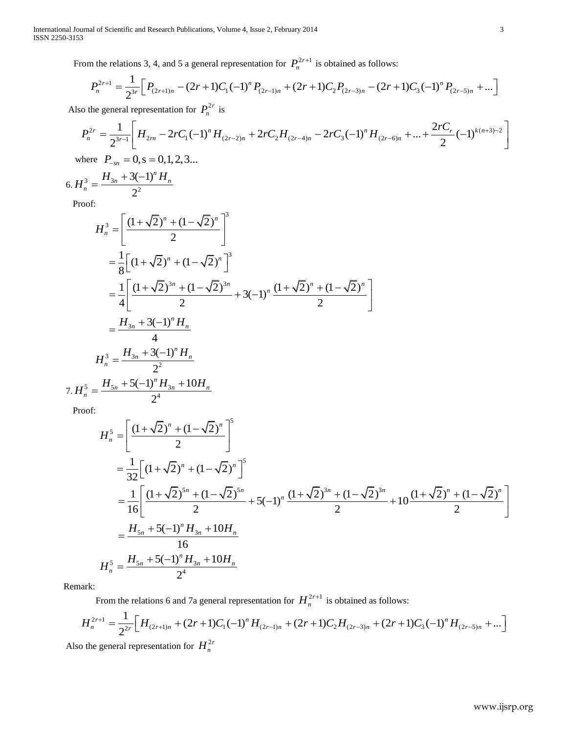From the relations 3, 4, and 5 a general representation for $P_n^{2r+1}$ is obtained as follows:

$$P_n^{2r+1} = \frac{1}{2^{3r}}\left[P_{(2r+1)n} - (2r+1)C_1(-1)^n P_{(2r-1)n} + (2r+1)C_2 P_{(2r-3)n} - (2r+1)C_3(-1)^n P_{(2r-5)n} + ...\right]$$

Also the general representation for $P_n^{2r}$ is

$$P_n^{2r} = \frac{1}{2^{3r-1}}\left[H_{2rn} - 2rC_1(-1)^n H_{(2r-2)n} + 2rC_2 H_{(2r-4)n} - 2rC_3(-1)^n H_{(2r-6)n} + ... + \frac{2rC_r}{2}(-1)^{k(n+3)-2}\right]$$

where $P_{-sn} = 0, s = 0,1,2,3...$

6. $H_n^3 = \dfrac{H_{3n} + 3(-1)^n H_n}{2^2}$

Proof:

$$H_n^3 = \left[\frac{(1+\sqrt{2})^n + (1-\sqrt{2})^n}{2}\right]^3$$

$$= \frac{1}{8}\left[(1+\sqrt{2})^n + (1-\sqrt{2})^n\right]^3$$

$$= \frac{1}{4}\left[\frac{(1+\sqrt{2})^{3n} + (1-\sqrt{2})^{3n}}{2} + 3(-1)^n \frac{(1+\sqrt{2})^n + (1-\sqrt{2})^n}{2}\right]$$

$$= \frac{H_{3n} + 3(-1)^n H_n}{4}$$

$$H_n^3 = \frac{H_{3n} + 3(-1)^n H_n}{2^2}$$

7. $H_n^5 = \dfrac{H_{5n} + 5(-1)^n H_{3n} + 10H_n}{2^4}$

Proof:

$$H_n^5 = \left[\frac{(1+\sqrt{2})^n + (1-\sqrt{2})^n}{2}\right]^5$$

$$= \frac{1}{32}\left[(1+\sqrt{2})^n + (1-\sqrt{2})^n\right]^5$$

$$= \frac{1}{16}\left[\frac{(1+\sqrt{2})^{5n} + (1-\sqrt{2})^{5n}}{2} + 5(-1)^n \frac{(1+\sqrt{2})^{3n} + (1-\sqrt{2})^{3n}}{2} + 10\frac{(1+\sqrt{2})^n + (1-\sqrt{2})^n}{2}\right]$$

$$= \frac{H_{5n} + 5(-1)^n H_{3n} + 10H_n}{16}$$

$$H_n^5 = \frac{H_{5n} + 5(-1)^n H_{3n} + 10H_n}{2^4}$$

Remark:

From the relations 6 and 7a general representation for $H_n^{2r+1}$ is obtained as follows:

$$H_n^{2r+1} = \frac{1}{2^{2r}}\left[H_{(2r+1)n} + (2r+1)C_1(-1)^n H_{(2r-1)n} + (2r+1)C_2 H_{(2r-3)n} + (2r+1)C_3(-1)^n H_{(2r-5)n} + ...\right]$$

Also the general representation for $H_n^{2r}$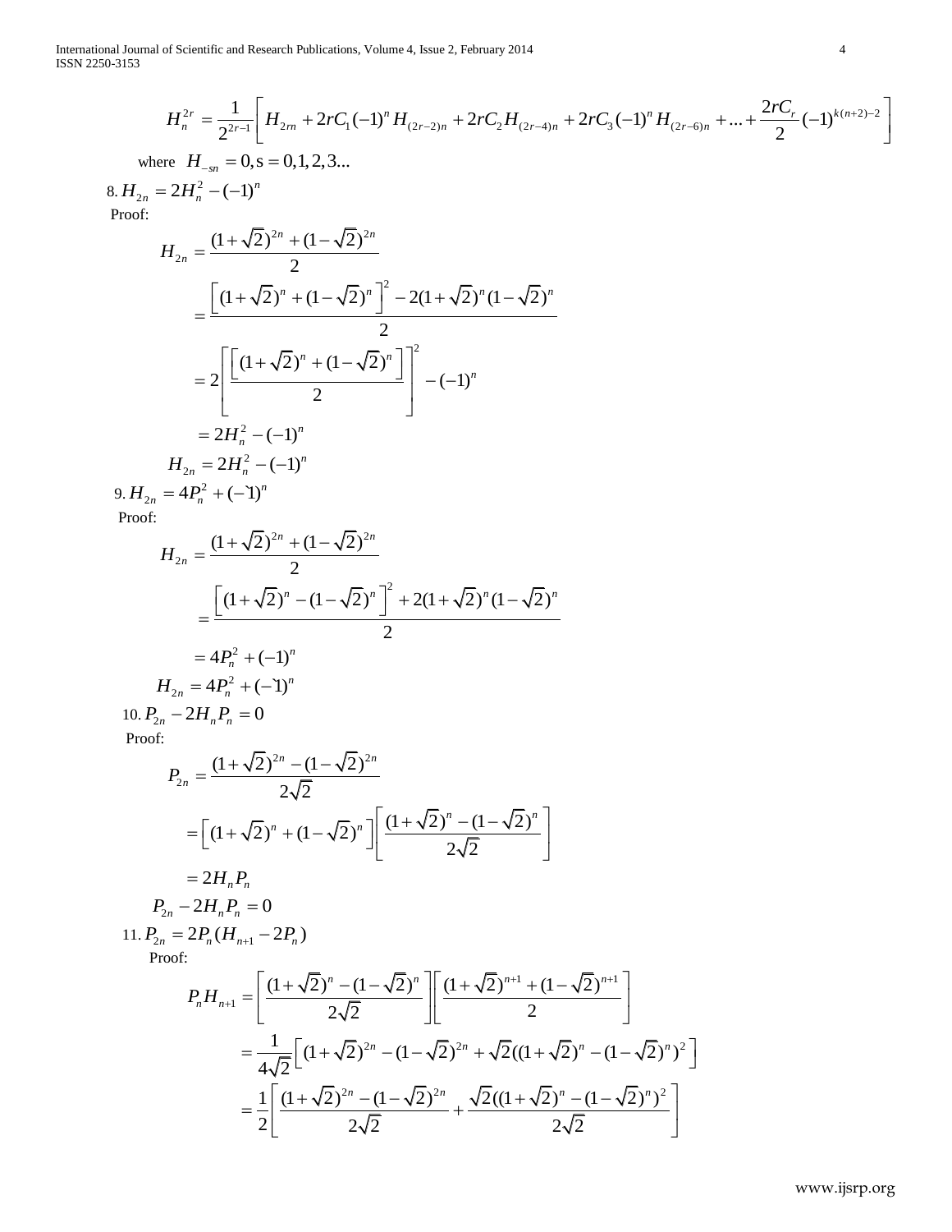$$H_n^{2r} = \frac{1}{2^{2r-1}}\left[ H_{2rn} + 2rC_1(-1)^n H_{(2r-2)n} + 2rC_2 H_{(2r-4)n} + 2rC_3(-1)^n H_{(2r-6)n} + ... + \frac{2rC_r}{2}(-1)^{k(n+2)-2} \right]$$

where $H_{-sn} = 0, s = 0,1,2,3...$

8. $H_{2n} = 2H_n^2 - (-1)^n$

Proof:

$$H_{2n} = \frac{(1+\sqrt{2})^{2n} + (1-\sqrt{2})^{2n}}{2}$$

$$= \frac{\left[(1+\sqrt{2})^n + (1-\sqrt{2})^n\right]^2 - 2(1+\sqrt{2})^n(1-\sqrt{2})^n}{2}$$

$$= 2\left[\frac{\left[(1+\sqrt{2})^n + (1-\sqrt{2})^n\right]}{2}\right]^2 - (-1)^n$$

$$= 2H_n^2 - (-1)^n$$

$$H_{2n} = 2H_n^2 - (-1)^n$$

9. $H_{2n} = 4P_n^2 + (-1)^n$

Proof:

$$H_{2n} = \frac{(1+\sqrt{2})^{2n} + (1-\sqrt{2})^{2n}}{2}$$

$$= \frac{\left[(1+\sqrt{2})^n - (1-\sqrt{2})^n\right]^2 + 2(1+\sqrt{2})^n(1-\sqrt{2})^n}{2}$$

$$= 4P_n^2 + (-1)^n$$

$$H_{2n} = 4P_n^2 + (-1)^n$$

10. $P_{2n} - 2H_nP_n = 0$

Proof:

$$P_{2n} = \frac{(1+\sqrt{2})^{2n} - (1-\sqrt{2})^{2n}}{2\sqrt{2}}$$

$$= \left[(1+\sqrt{2})^n + (1-\sqrt{2})^n\right]\left[\frac{(1+\sqrt{2})^n - (1-\sqrt{2})^n}{2\sqrt{2}}\right]$$

$$= 2H_nP_n$$

$$P_{2n} - 2H_nP_n = 0$$

11. $P_{2n} = 2P_n(H_{n+1} - 2P_n)$

Proof:

$$P_nH_{n+1} = \left[\frac{(1+\sqrt{2})^n - (1-\sqrt{2})^n}{2\sqrt{2}}\right]\left[\frac{(1+\sqrt{2})^{n+1} + (1-\sqrt{2})^{n+1}}{2}\right]$$

$$= \frac{1}{4\sqrt{2}}\left[(1+\sqrt{2})^{2n} - (1-\sqrt{2})^{2n} + \sqrt{2}((1+\sqrt{2})^n - (1-\sqrt{2})^n)^2\right]$$

$$= \frac{1}{2}\left[\frac{(1+\sqrt{2})^{2n} - (1-\sqrt{2})^{2n}}{2\sqrt{2}} + \frac{\sqrt{2}((1+\sqrt{2})^n - (1-\sqrt{2})^n)^2}{2\sqrt{2}}\right]$$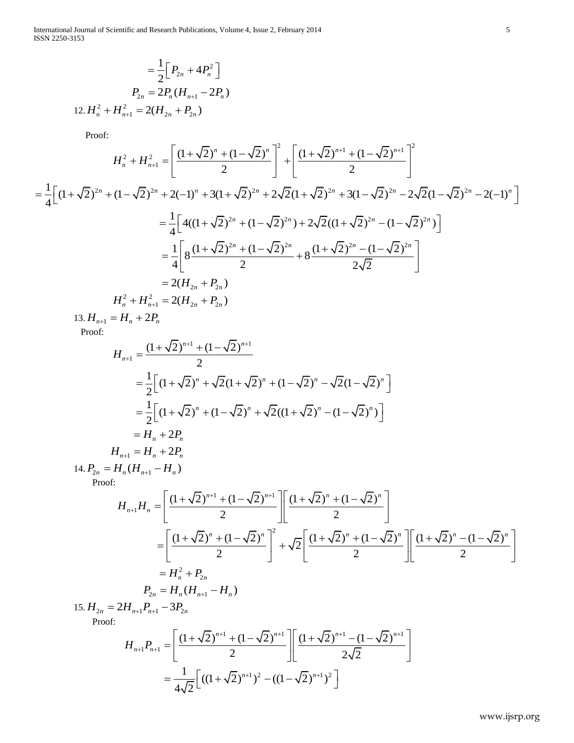$$= \frac{1}{2}\left[ P_{2n} + 4P_n^2 \right]$$

$$P_{2n} = 2P_n(H_{n+1} - 2P_n)$$

12. $H_n^2 + H_{n+1}^2 = 2(H_{2n} + P_{2n})$

Proof:

$$H_n^2 + H_{n+1}^2 = \left[ \frac{(1+\sqrt{2})^n + (1-\sqrt{2})^n}{2} \right]^2 + \left[ \frac{(1+\sqrt{2})^{n+1} + (1-\sqrt{2})^{n+1}}{2} \right]^2$$

$$= \frac{1}{4}\left[ (1+\sqrt{2})^{2n} + (1-\sqrt{2})^{2n} + 2(-1)^n + 3(1+\sqrt{2})^{2n} + 2\sqrt{2}(1+\sqrt{2})^{2n} + 3(1-\sqrt{2})^{2n} - 2\sqrt{2}(1-\sqrt{2})^{2n} - 2(-1)^n \right]$$

$$= \frac{1}{4}\left[ 4((1+\sqrt{2})^{2n} + (1-\sqrt{2})^{2n}) + 2\sqrt{2}((1+\sqrt{2})^{2n} - (1-\sqrt{2})^{2n}) \right]$$

$$= \frac{1}{4}\left[ 8\frac{(1+\sqrt{2})^{2n} + (1-\sqrt{2})^{2n}}{2} + 8\frac{(1+\sqrt{2})^{2n} - (1-\sqrt{2})^{2n}}{2\sqrt{2}} \right]$$

$$= 2(H_{2n} + P_{2n})$$

$$H_n^2 + H_{n+1}^2 = 2(H_{2n} + P_{2n})$$

13. $H_{n+1} = H_n + 2P_n$

Proof:

$$H_{n+1} = \frac{(1+\sqrt{2})^{n+1} + (1-\sqrt{2})^{n+1}}{2}$$

$$= \frac{1}{2}\left[ (1+\sqrt{2})^n + \sqrt{2}(1+\sqrt{2})^n + (1-\sqrt{2})^n - \sqrt{2}(1-\sqrt{2})^n \right]$$

$$= \frac{1}{2}\left[ (1+\sqrt{2})^n + (1-\sqrt{2})^n + \sqrt{2}((1+\sqrt{2})^n - (1-\sqrt{2})^n) \right]$$

$$= H_n + 2P_n$$

$$H_{n+1} = H_n + 2P_n$$

14. $P_{2n} = H_n(H_{n+1} - H_n)$

Proof:

$$H_{n+1}H_n = \left[ \frac{(1+\sqrt{2})^{n+1} + (1-\sqrt{2})^{n+1}}{2} \right]\left[ \frac{(1+\sqrt{2})^n + (1-\sqrt{2})^n}{2} \right]$$

$$= \left[ \frac{(1+\sqrt{2})^n + (1-\sqrt{2})^n}{2} \right]^2 + \sqrt{2}\left[ \frac{(1+\sqrt{2})^n + (1-\sqrt{2})^n}{2} \right]\left[ \frac{(1+\sqrt{2})^n - (1-\sqrt{2})^n}{2} \right]$$

$$= H_n^2 + P_{2n}$$

$$P_{2n} = H_n(H_{n+1} - H_n)$$

15. $H_{2n} = 2H_{n+1}P_{n+1} - 3P_{2n}$

Proof:

$$H_{n+1}P_{n+1} = \left[ \frac{(1+\sqrt{2})^{n+1} + (1-\sqrt{2})^{n+1}}{2} \right]\left[ \frac{(1+\sqrt{2})^{n+1} - (1-\sqrt{2})^{n+1}}{2\sqrt{2}} \right]$$

$$= \frac{1}{4\sqrt{2}}\left[ ((1+\sqrt{2})^{n+1})^2 - ((1-\sqrt{2})^{n+1})^2 \right]$$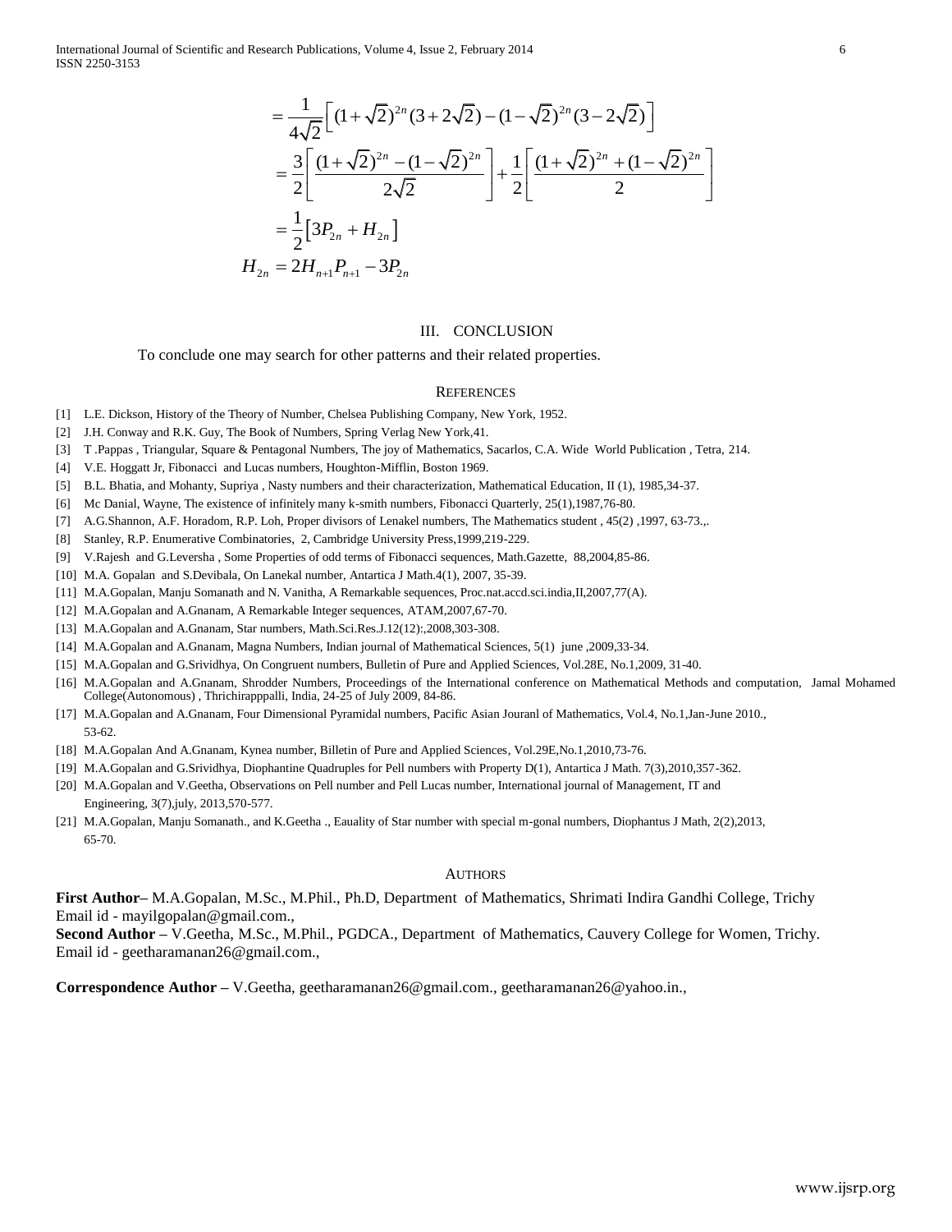$$= \frac{1}{4\sqrt{2}}\left[ (1+\sqrt{2})^{2n}(3+2\sqrt{2}) - (1-\sqrt{2})^{2n}(3-2\sqrt{2}) \right]$$

$$= \frac{3}{2}\left[ \frac{(1+\sqrt{2})^{2n} - (1-\sqrt{2})^{2n}}{2\sqrt{2}} \right] + \frac{1}{2}\left[ \frac{(1+\sqrt{2})^{2n} + (1-\sqrt{2})^{2n}}{2} \right]$$

$$= \frac{1}{2}\left[ 3P_{2n} + H_{2n} \right]$$

$$H_{2n} = 2H_{n+1}P_{n+1} - 3P_{2n}$$

## III. CONCLUSION

To conclude one may search for other patterns and their related properties.

## REFERENCES

[1] L.E. Dickson, History of the Theory of Number, Chelsea Publishing Company, New York, 1952.

[2] J.H. Conway and R.K. Guy, The Book of Numbers, Spring Verlag New York,41.

[3] T .Pappas , Triangular, Square & Pentagonal Numbers, The joy of Mathematics, Sacarlos, C.A. Wide World Publication , Tetra, 214.

[4] V.E. Hoggatt Jr, Fibonacci and Lucas numbers, Houghton-Mifflin, Boston 1969.

[5] B.L. Bhatia, and Mohanty, Supriya , Nasty numbers and their characterization, Mathematical Education, II (1), 1985,34-37.

[6] Mc Danial, Wayne, The existence of infinitely many k-smith numbers, Fibonacci Quarterly, 25(1),1987,76-80.

[7] A.G.Shannon, A.F. Horadom, R.P. Loh, Proper divisors of Lenakel numbers, The Mathematics student , 45(2) ,1997, 63-73.,.

[8] Stanley, R.P. Enumerative Combinatories, 2, Cambridge University Press,1999,219-229.

[9] V.Rajesh and G.Leversha , Some Properties of odd terms of Fibonacci sequences, Math.Gazette, 88,2004,85-86.

[10] M.A. Gopalan and S.Devibala, On Lanekal number, Antartica J Math.4(1), 2007, 35-39.

[11] M.A.Gopalan, Manju Somanath and N. Vanitha, A Remarkable sequences, Proc.nat.accd.sci.india,II,2007,77(A).

[12] M.A.Gopalan and A.Gnanam, A Remarkable Integer sequences, ATAM,2007,67-70.

[13] M.A.Gopalan and A.Gnanam, Star numbers, Math.Sci.Res.J.12(12):,2008,303-308.

[14] M.A.Gopalan and A.Gnanam, Magna Numbers, Indian journal of Mathematical Sciences, 5(1) june ,2009,33-34.

[15] M.A.Gopalan and G.Srividhya, On Congruent numbers, Bulletin of Pure and Applied Sciences, Vol.28E, No.1,2009, 31-40.

[16] M.A.Gopalan and A.Gnanam, Shrodder Numbers, Proceedings of the International conference on Mathematical Methods and computation, Jamal Mohamed College(Autonomous) , Thrichirapppalli, India, 24-25 of July 2009, 84-86.

[17] M.A.Gopalan and A.Gnanam, Four Dimensional Pyramidal numbers, Pacific Asian Jouranl of Mathematics, Vol.4, No.1,Jan-June 2010., 53-62.

[18] M.A.Gopalan And A.Gnanam, Kynea number, Billetin of Pure and Applied Sciences, Vol.29E,No.1,2010,73-76.

[19] M.A.Gopalan and G.Srividhya, Diophantine Quadruples for Pell numbers with Property D(1), Antartica J Math. 7(3),2010,357-362.

[20] M.A.Gopalan and V.Geetha, Observations on Pell number and Pell Lucas number, International journal of Management, IT and Engineering, 3(7),july, 2013,570-577.

[21] M.A.Gopalan, Manju Somanath., and K.Geetha ., Eauality of Star number with special m-gonal numbers, Diophantus J Math, 2(2),2013, 65-70.

## AUTHORS

**First Author–** M.A.Gopalan, M.Sc., M.Phil., Ph.D, Department of Mathematics, Shrimati Indira Gandhi College, Trichy Email id - mayilgopalan@gmail.com.,

**Second Author –** V.Geetha, M.Sc., M.Phil., PGDCA., Department of Mathematics, Cauvery College for Women, Trichy. Email id - geetharamanan26@gmail.com.,

**Correspondence Author –** V.Geetha, geetharamanan26@gmail.com., geetharamanan26@yahoo.in.,